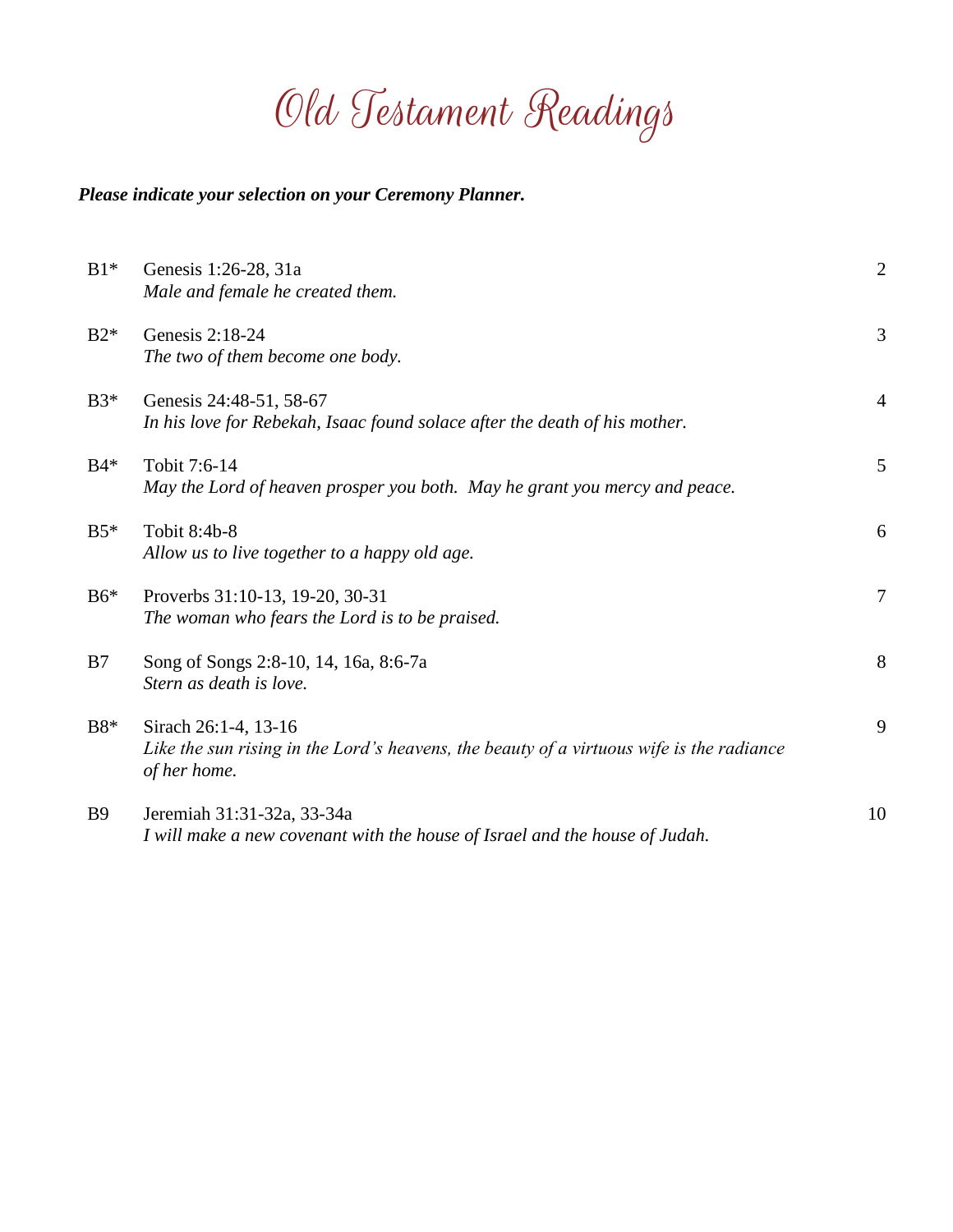# Old Testament Readings

***Please indicate your selection on your Ceremony Planner.***

| | | |
|---|---|---|
| B1* | Genesis 1:26-28, 31a<br>*Male and female he created them.* | 2 |
| B2* | Genesis 2:18-24<br>*The two of them become one body.* | 3 |
| B3* | Genesis 24:48-51, 58-67<br>*In his love for Rebekah, Isaac found solace after the death of his mother.* | 4 |
| B4* | Tobit 7:6-14<br>*May the Lord of heaven prosper you both. May he grant you mercy and peace.* | 5 |
| B5* | Tobit 8:4b-8<br>*Allow us to live together to a happy old age.* | 6 |
| B6* | Proverbs 31:10-13, 19-20, 30-31<br>*The woman who fears the Lord is to be praised.* | 7 |
| B7 | Song of Songs 2:8-10, 14, 16a, 8:6-7a<br>*Stern as death is love.* | 8 |
| B8* | Sirach 26:1-4, 13-16<br>*Like the sun rising in the Lord's heavens, the beauty of a virtuous wife is the radiance of her home.* | 9 |
| B9 | Jeremiah 31:31-32a, 33-34a<br>*I will make a new covenant with the house of Israel and the house of Judah.* | 10 |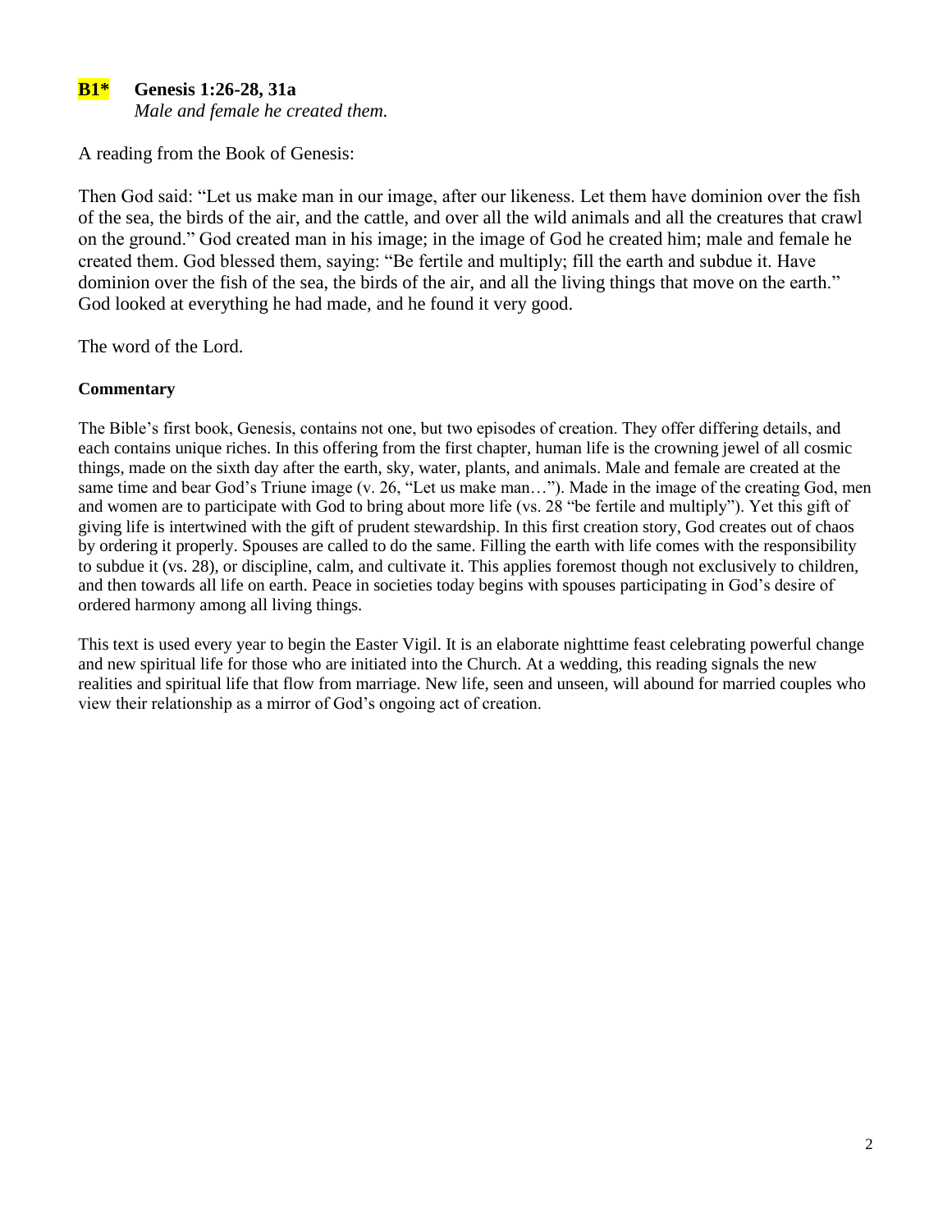**B1*** **Genesis 1:26-28, 31a**
*Male and female he created them.*

A reading from the Book of Genesis:

Then God said: "Let us make man in our image, after our likeness. Let them have dominion over the fish of the sea, the birds of the air, and the cattle, and over all the wild animals and all the creatures that crawl on the ground." God created man in his image; in the image of God he created him; male and female he created them. God blessed them, saying: "Be fertile and multiply; fill the earth and subdue it. Have dominion over the fish of the sea, the birds of the air, and all the living things that move on the earth." God looked at everything he had made, and he found it very good.

The word of the Lord.

**Commentary**

The Bible's first book, Genesis, contains not one, but two episodes of creation. They offer differing details, and each contains unique riches. In this offering from the first chapter, human life is the crowning jewel of all cosmic things, made on the sixth day after the earth, sky, water, plants, and animals. Male and female are created at the same time and bear God's Triune image (v. 26, "Let us make man…"). Made in the image of the creating God, men and women are to participate with God to bring about more life (vs. 28 "be fertile and multiply"). Yet this gift of giving life is intertwined with the gift of prudent stewardship. In this first creation story, God creates out of chaos by ordering it properly. Spouses are called to do the same. Filling the earth with life comes with the responsibility to subdue it (vs. 28), or discipline, calm, and cultivate it. This applies foremost though not exclusively to children, and then towards all life on earth. Peace in societies today begins with spouses participating in God's desire of ordered harmony among all living things.

This text is used every year to begin the Easter Vigil. It is an elaborate nighttime feast celebrating powerful change and new spiritual life for those who are initiated into the Church. At a wedding, this reading signals the new realities and spiritual life that flow from marriage. New life, seen and unseen, will abound for married couples who view their relationship as a mirror of God's ongoing act of creation.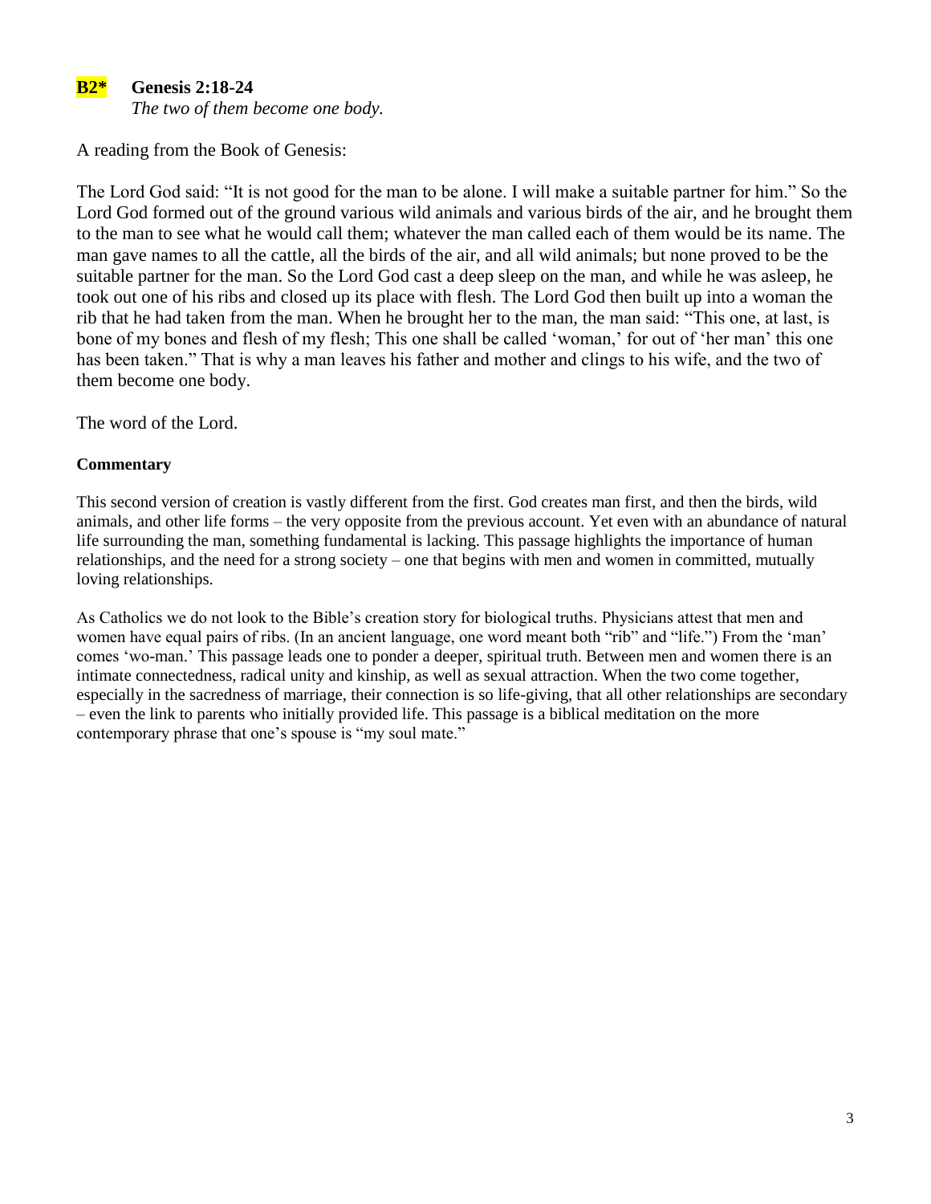**B2\*** **Genesis 2:18-24**
*The two of them become one body.*

A reading from the Book of Genesis:

The Lord God said: "It is not good for the man to be alone. I will make a suitable partner for him." So the Lord God formed out of the ground various wild animals and various birds of the air, and he brought them to the man to see what he would call them; whatever the man called each of them would be its name. The man gave names to all the cattle, all the birds of the air, and all wild animals; but none proved to be the suitable partner for the man. So the Lord God cast a deep sleep on the man, and while he was asleep, he took out one of his ribs and closed up its place with flesh. The Lord God then built up into a woman the rib that he had taken from the man. When he brought her to the man, the man said: "This one, at last, is bone of my bones and flesh of my flesh; This one shall be called 'woman,' for out of 'her man' this one has been taken." That is why a man leaves his father and mother and clings to his wife, and the two of them become one body.

The word of the Lord.

**Commentary**

This second version of creation is vastly different from the first. God creates man first, and then the birds, wild animals, and other life forms – the very opposite from the previous account. Yet even with an abundance of natural life surrounding the man, something fundamental is lacking. This passage highlights the importance of human relationships, and the need for a strong society – one that begins with men and women in committed, mutually loving relationships.

As Catholics we do not look to the Bible's creation story for biological truths. Physicians attest that men and women have equal pairs of ribs. (In an ancient language, one word meant both "rib" and "life.") From the 'man' comes 'wo-man.' This passage leads one to ponder a deeper, spiritual truth. Between men and women there is an intimate connectedness, radical unity and kinship, as well as sexual attraction. When the two come together, especially in the sacredness of marriage, their connection is so life-giving, that all other relationships are secondary – even the link to parents who initially provided life. This passage is a biblical meditation on the more contemporary phrase that one's spouse is "my soul mate."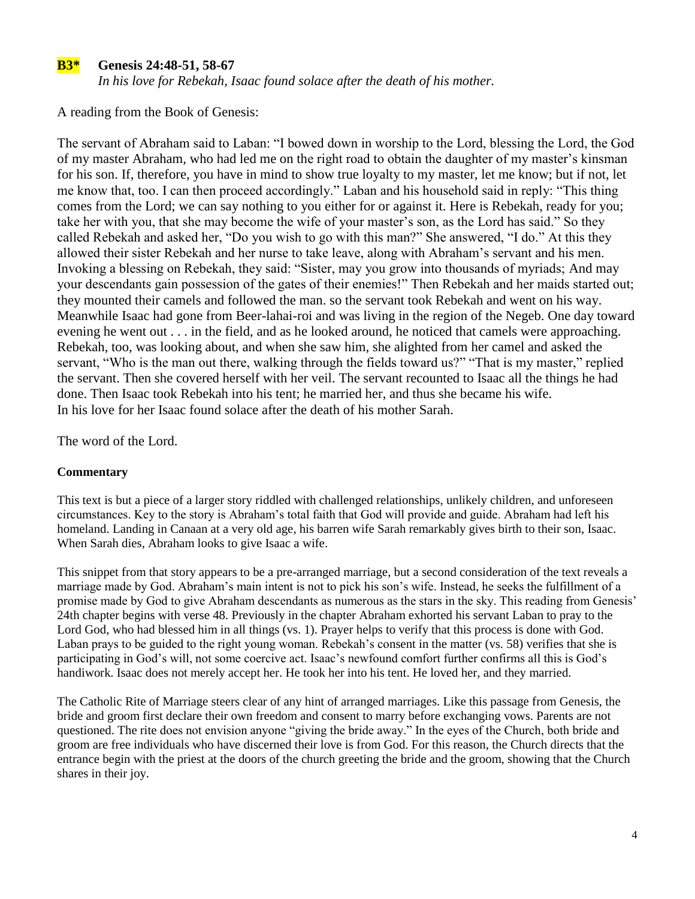**B3*** **Genesis 24:48-51, 58-67**

*In his love for Rebekah, Isaac found solace after the death of his mother.*

A reading from the Book of Genesis:

The servant of Abraham said to Laban: "I bowed down in worship to the Lord, blessing the Lord, the God of my master Abraham, who had led me on the right road to obtain the daughter of my master's kinsman for his son. If, therefore, you have in mind to show true loyalty to my master, let me know; but if not, let me know that, too. I can then proceed accordingly." Laban and his household said in reply: "This thing comes from the Lord; we can say nothing to you either for or against it. Here is Rebekah, ready for you; take her with you, that she may become the wife of your master's son, as the Lord has said." So they called Rebekah and asked her, "Do you wish to go with this man?" She answered, "I do." At this they allowed their sister Rebekah and her nurse to take leave, along with Abraham's servant and his men. Invoking a blessing on Rebekah, they said: "Sister, may you grow into thousands of myriads; And may your descendants gain possession of the gates of their enemies!" Then Rebekah and her maids started out; they mounted their camels and followed the man. so the servant took Rebekah and went on his way. Meanwhile Isaac had gone from Beer-lahai-roi and was living in the region of the Negeb. One day toward evening he went out . . . in the field, and as he looked around, he noticed that camels were approaching. Rebekah, too, was looking about, and when she saw him, she alighted from her camel and asked the servant, "Who is the man out there, walking through the fields toward us?" "That is my master," replied the servant. Then she covered herself with her veil. The servant recounted to Isaac all the things he had done. Then Isaac took Rebekah into his tent; he married her, and thus she became his wife.
In his love for her Isaac found solace after the death of his mother Sarah.

The word of the Lord.

**Commentary**

This text is but a piece of a larger story riddled with challenged relationships, unlikely children, and unforeseen circumstances. Key to the story is Abraham's total faith that God will provide and guide. Abraham had left his homeland. Landing in Canaan at a very old age, his barren wife Sarah remarkably gives birth to their son, Isaac. When Sarah dies, Abraham looks to give Isaac a wife.

This snippet from that story appears to be a pre-arranged marriage, but a second consideration of the text reveals a marriage made by God. Abraham's main intent is not to pick his son's wife. Instead, he seeks the fulfillment of a promise made by God to give Abraham descendants as numerous as the stars in the sky. This reading from Genesis' 24th chapter begins with verse 48. Previously in the chapter Abraham exhorted his servant Laban to pray to the Lord God, who had blessed him in all things (vs. 1). Prayer helps to verify that this process is done with God. Laban prays to be guided to the right young woman. Rebekah's consent in the matter (vs. 58) verifies that she is participating in God's will, not some coercive act. Isaac's newfound comfort further confirms all this is God's handiwork. Isaac does not merely accept her. He took her into his tent. He loved her, and they married.

The Catholic Rite of Marriage steers clear of any hint of arranged marriages. Like this passage from Genesis, the bride and groom first declare their own freedom and consent to marry before exchanging vows. Parents are not questioned. The rite does not envision anyone "giving the bride away." In the eyes of the Church, both bride and groom are free individuals who have discerned their love is from God. For this reason, the Church directs that the entrance begin with the priest at the doors of the church greeting the bride and the groom, showing that the Church shares in their joy.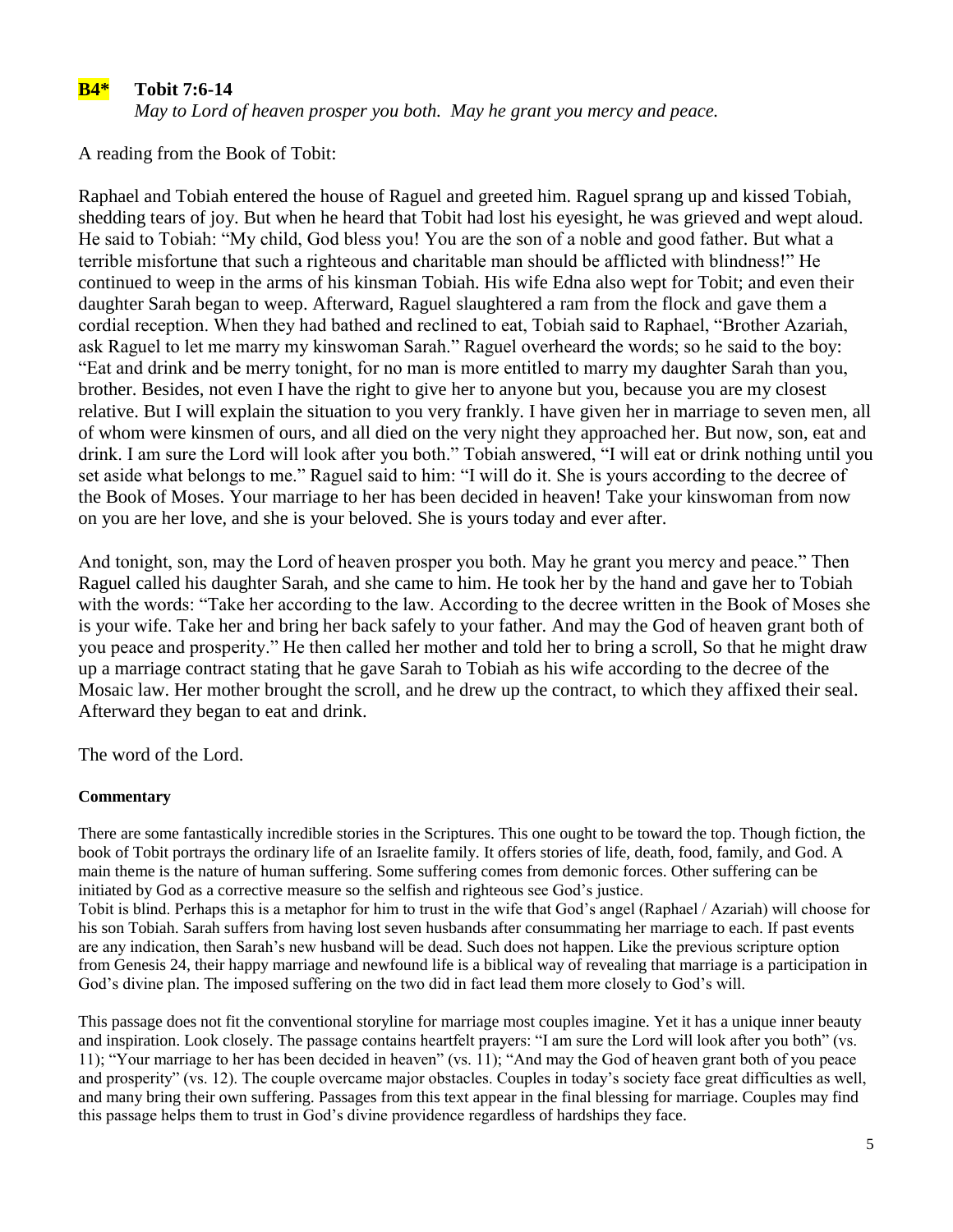## B4* Tobit 7:6-14

*May to Lord of heaven prosper you both. May he grant you mercy and peace.*

A reading from the Book of Tobit:

Raphael and Tobiah entered the house of Raguel and greeted him. Raguel sprang up and kissed Tobiah, shedding tears of joy. But when he heard that Tobit had lost his eyesight, he was grieved and wept aloud. He said to Tobiah: "My child, God bless you! You are the son of a noble and good father. But what a terrible misfortune that such a righteous and charitable man should be afflicted with blindness!" He continued to weep in the arms of his kinsman Tobiah. His wife Edna also wept for Tobit; and even their daughter Sarah began to weep. Afterward, Raguel slaughtered a ram from the flock and gave them a cordial reception. When they had bathed and reclined to eat, Tobiah said to Raphael, "Brother Azariah, ask Raguel to let me marry my kinswoman Sarah." Raguel overheard the words; so he said to the boy: "Eat and drink and be merry tonight, for no man is more entitled to marry my daughter Sarah than you, brother. Besides, not even I have the right to give her to anyone but you, because you are my closest relative. But I will explain the situation to you very frankly. I have given her in marriage to seven men, all of whom were kinsmen of ours, and all died on the very night they approached her. But now, son, eat and drink. I am sure the Lord will look after you both." Tobiah answered, "I will eat or drink nothing until you set aside what belongs to me." Raguel said to him: "I will do it. She is yours according to the decree of the Book of Moses. Your marriage to her has been decided in heaven! Take your kinswoman from now on you are her love, and she is your beloved. She is yours today and ever after.

And tonight, son, may the Lord of heaven prosper you both. May he grant you mercy and peace." Then Raguel called his daughter Sarah, and she came to him. He took her by the hand and gave her to Tobiah with the words: "Take her according to the law. According to the decree written in the Book of Moses she is your wife. Take her and bring her back safely to your father. And may the God of heaven grant both of you peace and prosperity." He then called her mother and told her to bring a scroll, So that he might draw up a marriage contract stating that he gave Sarah to Tobiah as his wife according to the decree of the Mosaic law. Her mother brought the scroll, and he drew up the contract, to which they affixed their seal. Afterward they began to eat and drink.

The word of the Lord.

**Commentary**

There are some fantastically incredible stories in the Scriptures. This one ought to be toward the top. Though fiction, the book of Tobit portrays the ordinary life of an Israelite family. It offers stories of life, death, food, family, and God. A main theme is the nature of human suffering. Some suffering comes from demonic forces. Other suffering can be initiated by God as a corrective measure so the selfish and righteous see God's justice.
Tobit is blind. Perhaps this is a metaphor for him to trust in the wife that God's angel (Raphael / Azariah) will choose for his son Tobiah. Sarah suffers from having lost seven husbands after consummating her marriage to each. If past events are any indication, then Sarah's new husband will be dead. Such does not happen. Like the previous scripture option from Genesis 24, their happy marriage and newfound life is a biblical way of revealing that marriage is a participation in God's divine plan. The imposed suffering on the two did in fact lead them more closely to God's will.

This passage does not fit the conventional storyline for marriage most couples imagine. Yet it has a unique inner beauty and inspiration. Look closely. The passage contains heartfelt prayers: "I am sure the Lord will look after you both" (vs. 11); "Your marriage to her has been decided in heaven" (vs. 11); "And may the God of heaven grant both of you peace and prosperity" (vs. 12). The couple overcame major obstacles. Couples in today's society face great difficulties as well, and many bring their own suffering. Passages from this text appear in the final blessing for marriage. Couples may find this passage helps them to trust in God's divine providence regardless of hardships they face.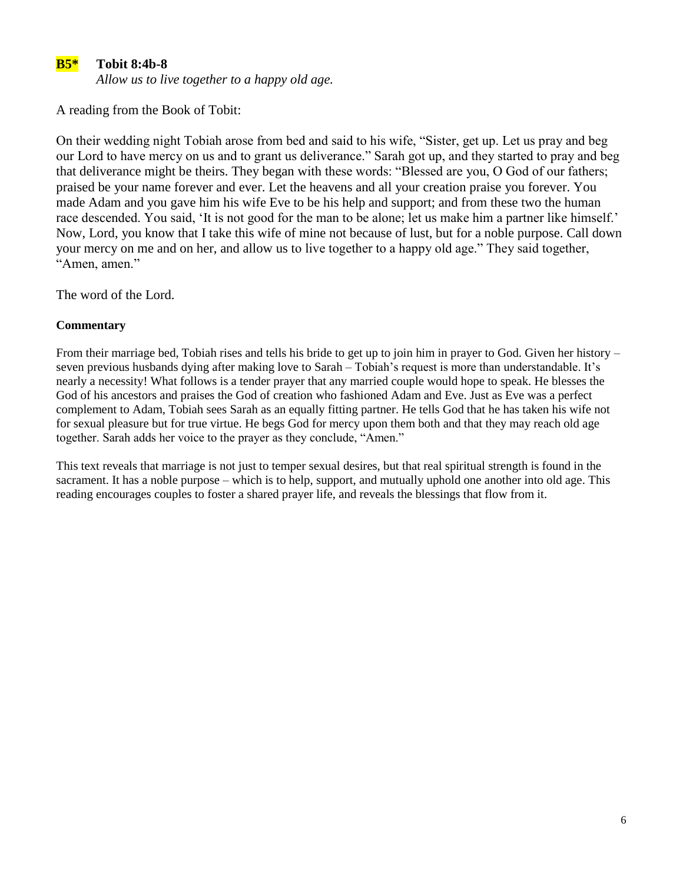**B5\*** **Tobit 8:4b-8**

*Allow us to live together to a happy old age.*

A reading from the Book of Tobit:

On their wedding night Tobiah arose from bed and said to his wife, “Sister, get up. Let us pray and beg our Lord to have mercy on us and to grant us deliverance.” Sarah got up, and they started to pray and beg that deliverance might be theirs. They began with these words: “Blessed are you, O God of our fathers; praised be your name forever and ever. Let the heavens and all your creation praise you forever. You made Adam and you gave him his wife Eve to be his help and support; and from these two the human race descended. You said, ‘It is not good for the man to be alone; let us make him a partner like himself.’ Now, Lord, you know that I take this wife of mine not because of lust, but for a noble purpose. Call down your mercy on me and on her, and allow us to live together to a happy old age.” They said together, “Amen, amen.”

The word of the Lord.

**Commentary**

From their marriage bed, Tobiah rises and tells his bride to get up to join him in prayer to God. Given her history – seven previous husbands dying after making love to Sarah – Tobiah’s request is more than understandable. It’s nearly a necessity! What follows is a tender prayer that any married couple would hope to speak. He blesses the God of his ancestors and praises the God of creation who fashioned Adam and Eve. Just as Eve was a perfect complement to Adam, Tobiah sees Sarah as an equally fitting partner. He tells God that he has taken his wife not for sexual pleasure but for true virtue. He begs God for mercy upon them both and that they may reach old age together. Sarah adds her voice to the prayer as they conclude, “Amen.”

This text reveals that marriage is not just to temper sexual desires, but that real spiritual strength is found in the sacrament. It has a noble purpose – which is to help, support, and mutually uphold one another into old age. This reading encourages couples to foster a shared prayer life, and reveals the blessings that flow from it.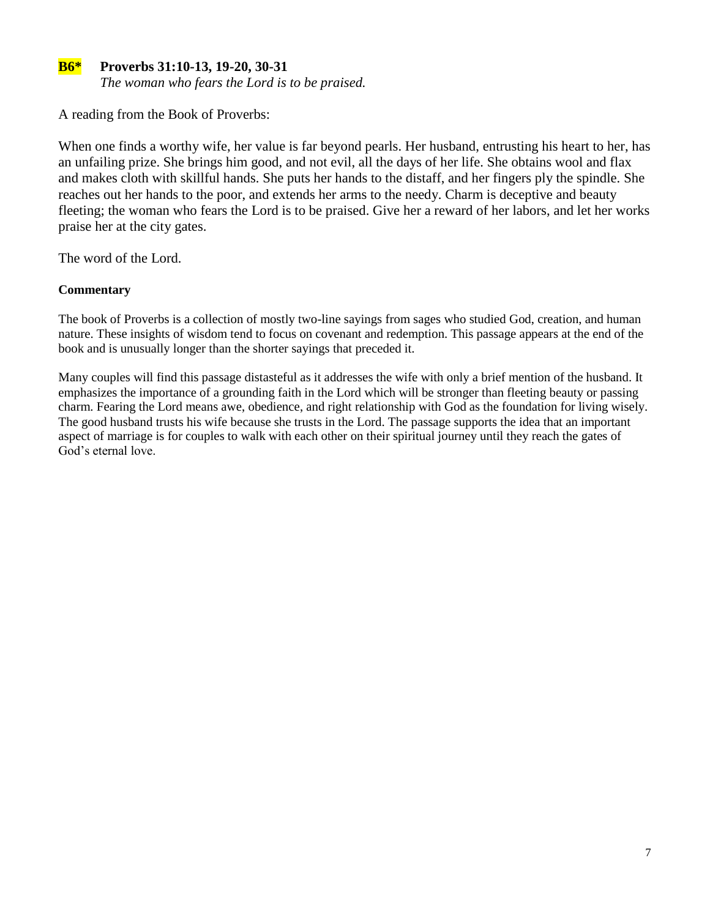**B6*** **Proverbs 31:10-13, 19-20, 30-31**
*The woman who fears the Lord is to be praised.*

A reading from the Book of Proverbs:

When one finds a worthy wife, her value is far beyond pearls. Her husband, entrusting his heart to her, has an unfailing prize. She brings him good, and not evil, all the days of her life. She obtains wool and flax and makes cloth with skillful hands. She puts her hands to the distaff, and her fingers ply the spindle. She reaches out her hands to the poor, and extends her arms to the needy. Charm is deceptive and beauty fleeting; the woman who fears the Lord is to be praised. Give her a reward of her labors, and let her works praise her at the city gates.

The word of the Lord.

**Commentary**

The book of Proverbs is a collection of mostly two-line sayings from sages who studied God, creation, and human nature. These insights of wisdom tend to focus on covenant and redemption. This passage appears at the end of the book and is unusually longer than the shorter sayings that preceded it.

Many couples will find this passage distasteful as it addresses the wife with only a brief mention of the husband. It emphasizes the importance of a grounding faith in the Lord which will be stronger than fleeting beauty or passing charm. Fearing the Lord means awe, obedience, and right relationship with God as the foundation for living wisely. The good husband trusts his wife because she trusts in the Lord. The passage supports the idea that an important aspect of marriage is for couples to walk with each other on their spiritual journey until they reach the gates of God's eternal love.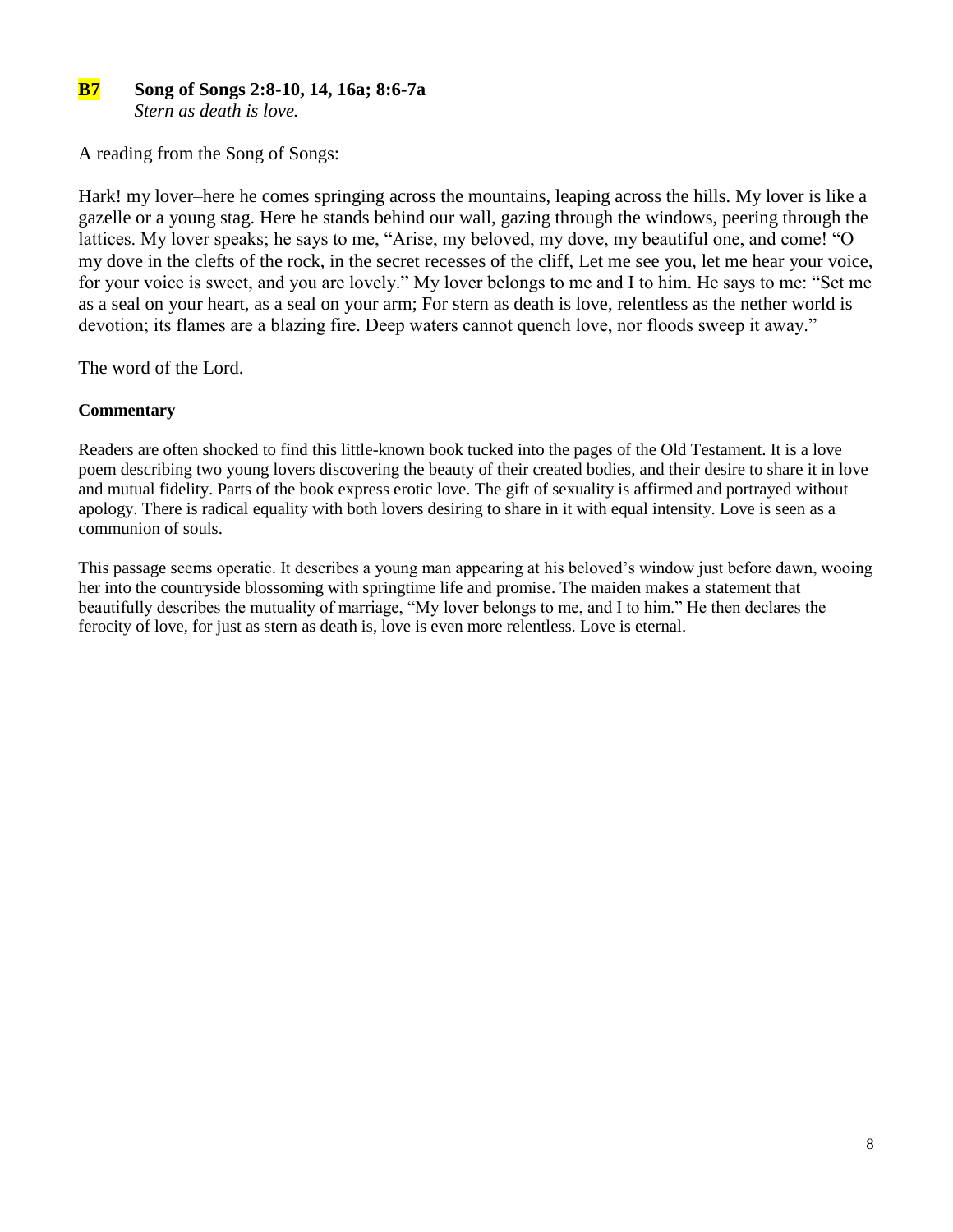### B7 Song of Songs 2:8-10, 14, 16a; 8:6-7a

*Stern as death is love.*

A reading from the Song of Songs:

Hark! my lover–here he comes springing across the mountains, leaping across the hills. My lover is like a gazelle or a young stag. Here he stands behind our wall, gazing through the windows, peering through the lattices. My lover speaks; he says to me, "Arise, my beloved, my dove, my beautiful one, and come! "O my dove in the clefts of the rock, in the secret recesses of the cliff, Let me see you, let me hear your voice, for your voice is sweet, and you are lovely." My lover belongs to me and I to him. He says to me: "Set me as a seal on your heart, as a seal on your arm; For stern as death is love, relentless as the nether world is devotion; its flames are a blazing fire. Deep waters cannot quench love, nor floods sweep it away."

The word of the Lord.

**Commentary**

Readers are often shocked to find this little-known book tucked into the pages of the Old Testament. It is a love poem describing two young lovers discovering the beauty of their created bodies, and their desire to share it in love and mutual fidelity. Parts of the book express erotic love. The gift of sexuality is affirmed and portrayed without apology. There is radical equality with both lovers desiring to share in it with equal intensity. Love is seen as a communion of souls.

This passage seems operatic. It describes a young man appearing at his beloved's window just before dawn, wooing her into the countryside blossoming with springtime life and promise. The maiden makes a statement that beautifully describes the mutuality of marriage, "My lover belongs to me, and I to him." He then declares the ferocity of love, for just as stern as death is, love is even more relentless. Love is eternal.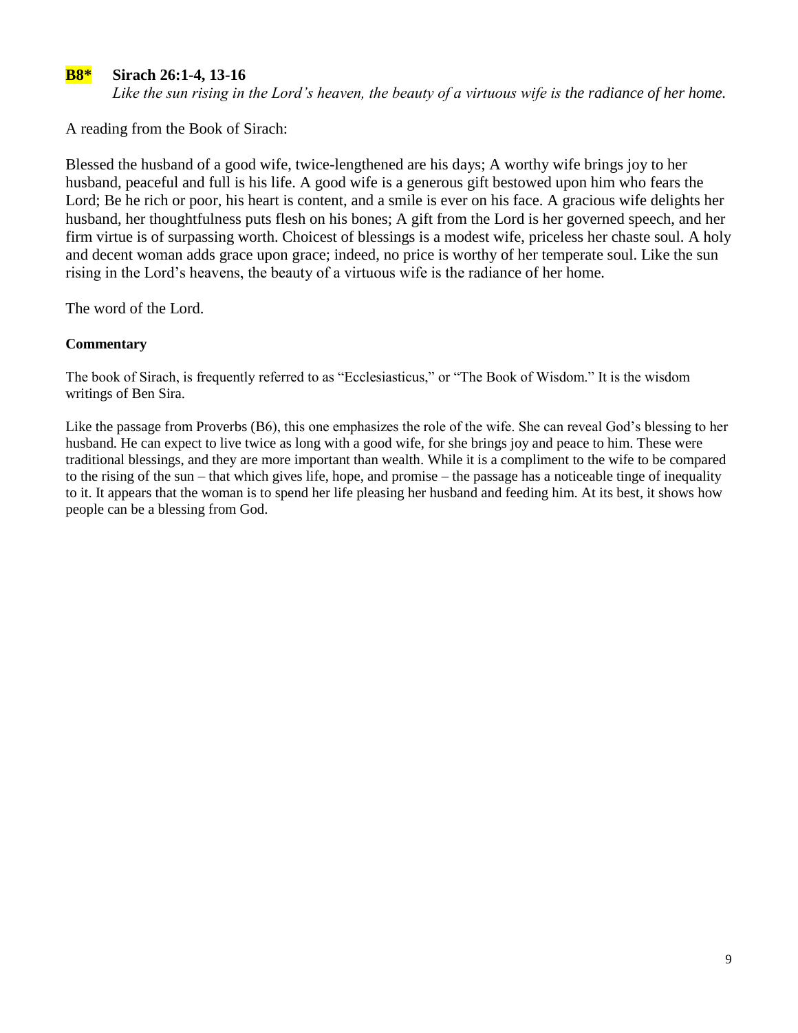**B8\*** **Sirach 26:1-4, 13-16**

*Like the sun rising in the Lord's heaven, the beauty of a virtuous wife is the radiance of her home.*

A reading from the Book of Sirach:

Blessed the husband of a good wife, twice-lengthened are his days; A worthy wife brings joy to her husband, peaceful and full is his life. A good wife is a generous gift bestowed upon him who fears the Lord; Be he rich or poor, his heart is content, and a smile is ever on his face. A gracious wife delights her husband, her thoughtfulness puts flesh on his bones; A gift from the Lord is her governed speech, and her firm virtue is of surpassing worth. Choicest of blessings is a modest wife, priceless her chaste soul. A holy and decent woman adds grace upon grace; indeed, no price is worthy of her temperate soul. Like the sun rising in the Lord's heavens, the beauty of a virtuous wife is the radiance of her home.

The word of the Lord.

**Commentary**

The book of Sirach, is frequently referred to as "Ecclesiasticus," or "The Book of Wisdom." It is the wisdom writings of Ben Sira.

Like the passage from Proverbs (B6), this one emphasizes the role of the wife. She can reveal God's blessing to her husband. He can expect to live twice as long with a good wife, for she brings joy and peace to him. These were traditional blessings, and they are more important than wealth. While it is a compliment to the wife to be compared to the rising of the sun – that which gives life, hope, and promise – the passage has a noticeable tinge of inequality to it. It appears that the woman is to spend her life pleasing her husband and feeding him. At its best, it shows how people can be a blessing from God.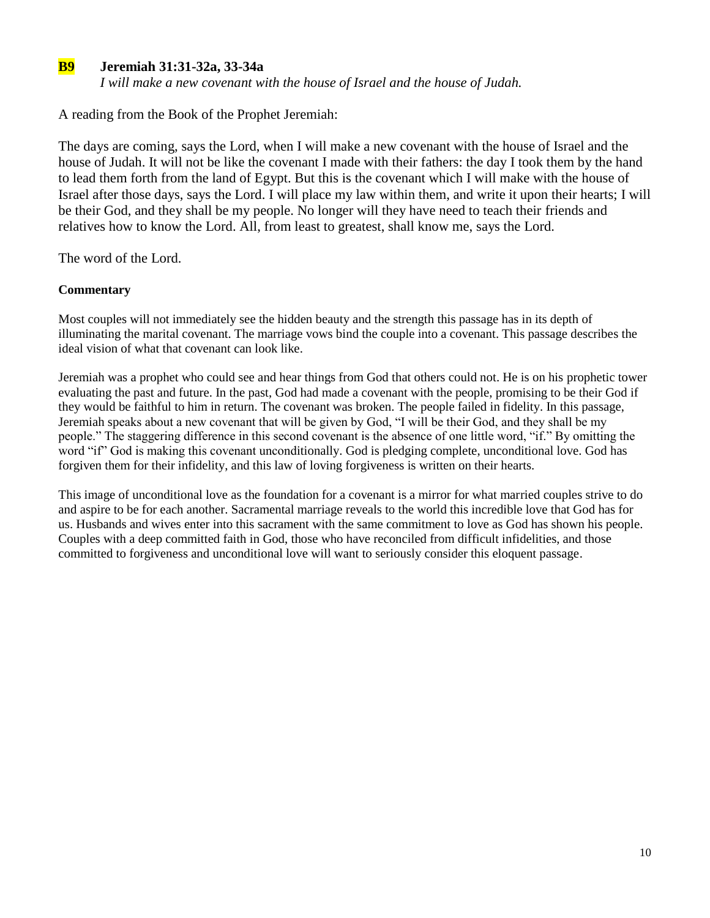## B9 Jeremiah 31:31-32a, 33-34a

*I will make a new covenant with the house of Israel and the house of Judah.*

A reading from the Book of the Prophet Jeremiah:

The days are coming, says the Lord, when I will make a new covenant with the house of Israel and the house of Judah. It will not be like the covenant I made with their fathers: the day I took them by the hand to lead them forth from the land of Egypt. But this is the covenant which I will make with the house of Israel after those days, says the Lord. I will place my law within them, and write it upon their hearts; I will be their God, and they shall be my people. No longer will they have need to teach their friends and relatives how to know the Lord. All, from least to greatest, shall know me, says the Lord.

The word of the Lord.

**Commentary**

Most couples will not immediately see the hidden beauty and the strength this passage has in its depth of illuminating the marital covenant. The marriage vows bind the couple into a covenant. This passage describes the ideal vision of what that covenant can look like.

Jeremiah was a prophet who could see and hear things from God that others could not. He is on his prophetic tower evaluating the past and future. In the past, God had made a covenant with the people, promising to be their God if they would be faithful to him in return. The covenant was broken. The people failed in fidelity. In this passage, Jeremiah speaks about a new covenant that will be given by God, "I will be their God, and they shall be my people." The staggering difference in this second covenant is the absence of one little word, "if." By omitting the word "if" God is making this covenant unconditionally. God is pledging complete, unconditional love. God has forgiven them for their infidelity, and this law of loving forgiveness is written on their hearts.

This image of unconditional love as the foundation for a covenant is a mirror for what married couples strive to do and aspire to be for each another. Sacramental marriage reveals to the world this incredible love that God has for us. Husbands and wives enter into this sacrament with the same commitment to love as God has shown his people. Couples with a deep committed faith in God, those who have reconciled from difficult infidelities, and those committed to forgiveness and unconditional love will want to seriously consider this eloquent passage.